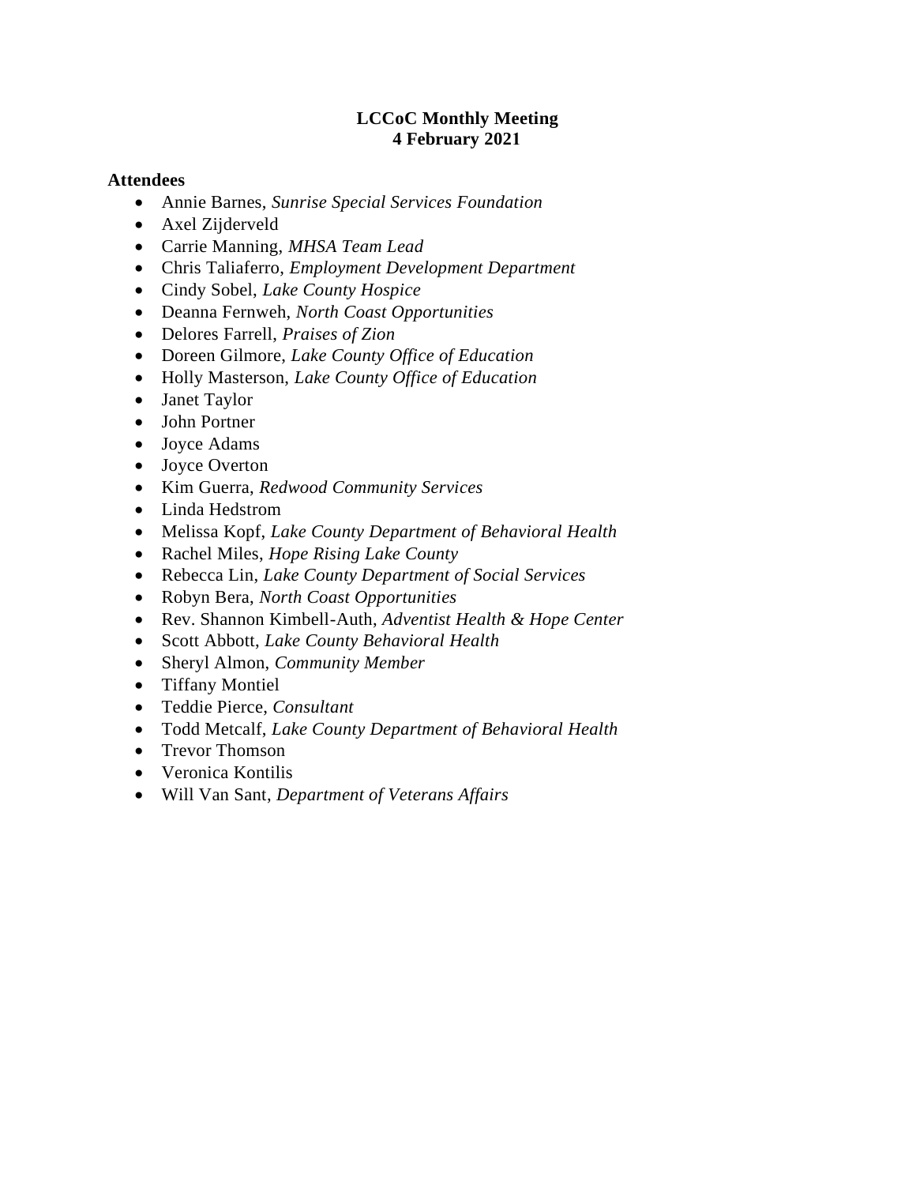**LCCoC Monthly Meeting**
**4 February 2021**

**Attendees**

- Annie Barnes, *Sunrise Special Services Foundation*
- Axel Zijderveld
- Carrie Manning, *MHSA Team Lead*
- Chris Taliaferro, *Employment Development Department*
- Cindy Sobel, *Lake County Hospice*
- Deanna Fernweh, *North Coast Opportunities*
- Delores Farrell, *Praises of Zion*
- Doreen Gilmore, *Lake County Office of Education*
- Holly Masterson, *Lake County Office of Education*
- Janet Taylor
- John Portner
- Joyce Adams
- Joyce Overton
- Kim Guerra, *Redwood Community Services*
- Linda Hedstrom
- Melissa Kopf, *Lake County Department of Behavioral Health*
- Rachel Miles, *Hope Rising Lake County*
- Rebecca Lin, *Lake County Department of Social Services*
- Robyn Bera, *North Coast Opportunities*
- Rev. Shannon Kimbell-Auth, *Adventist Health & Hope Center*
- Scott Abbott, *Lake County Behavioral Health*
- Sheryl Almon, *Community Member*
- Tiffany Montiel
- Teddie Pierce, *Consultant*
- Todd Metcalf, *Lake County Department of Behavioral Health*
- Trevor Thomson
- Veronica Kontilis
- Will Van Sant, *Department of Veterans Affairs*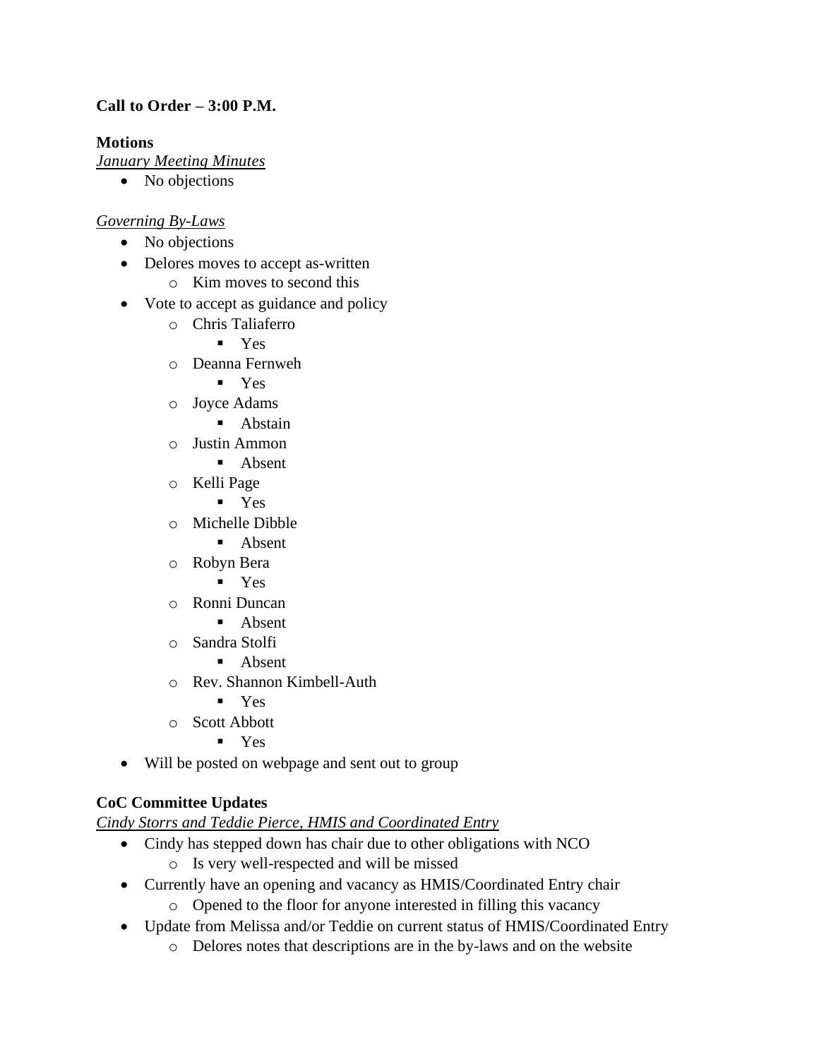**Call to Order – 3:00 P.M.**

**Motions**

*January Meeting Minutes*

- No objections

*Governing By-Laws*

- No objections
- Delores moves to accept as-written
    - Kim moves to second this
- Vote to accept as guidance and policy
    - Chris Taliaferro
        - Yes
    - Deanna Fernweh
        - Yes
    - Joyce Adams
        - Abstain
    - Justin Ammon
        - Absent
    - Kelli Page
        - Yes
    - Michelle Dibble
        - Absent
    - Robyn Bera
        - Yes
    - Ronni Duncan
        - Absent
    - Sandra Stolfi
        - Absent
    - Rev. Shannon Kimbell-Auth
        - Yes
    - Scott Abbott
        - Yes
- Will be posted on webpage and sent out to group

**CoC Committee Updates**

*Cindy Storrs and Teddie Pierce, HMIS and Coordinated Entry*

- Cindy has stepped down has chair due to other obligations with NCO
    - Is very well-respected and will be missed
- Currently have an opening and vacancy as HMIS/Coordinated Entry chair
    - Opened to the floor for anyone interested in filling this vacancy
- Update from Melissa and/or Teddie on current status of HMIS/Coordinated Entry
    - Delores notes that descriptions are in the by-laws and on the website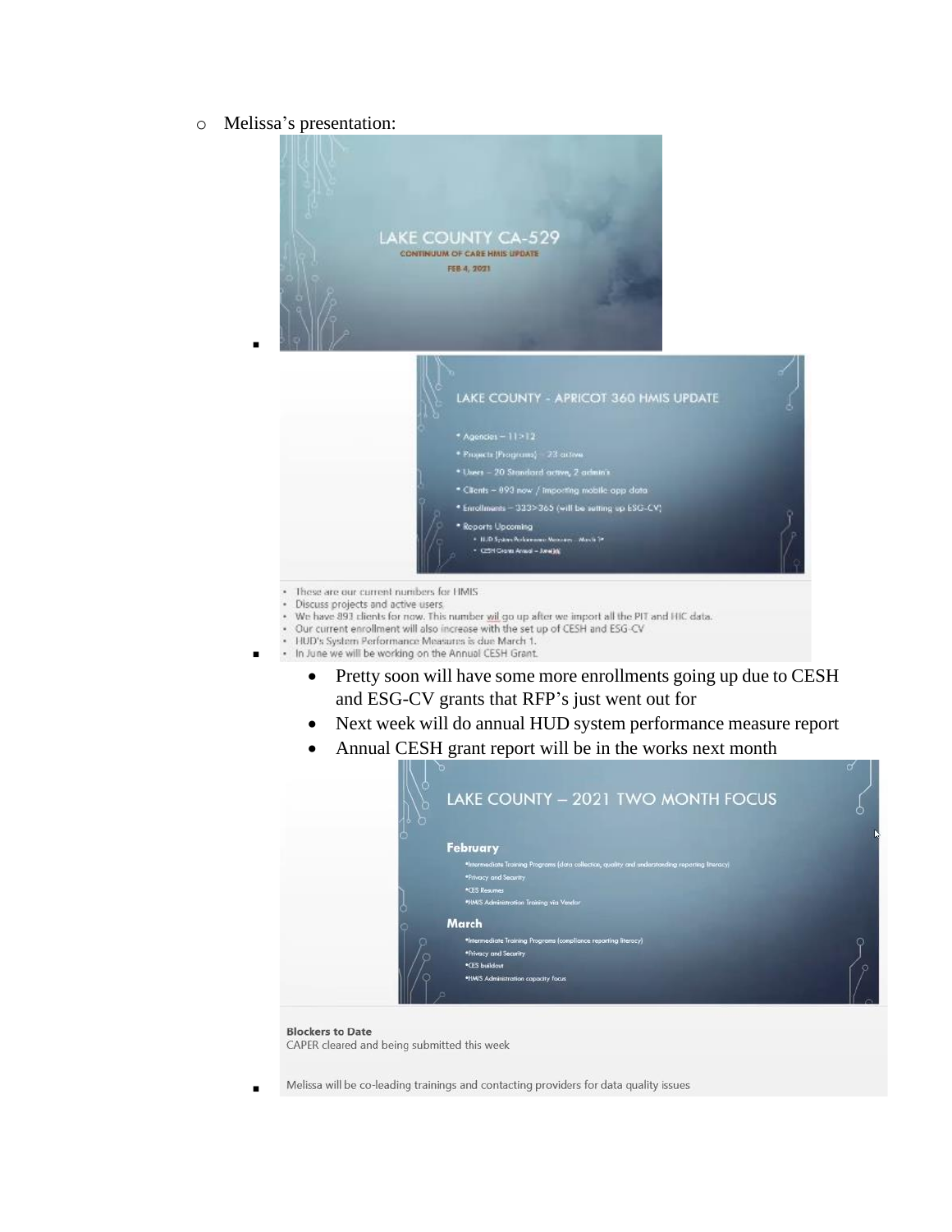- Melissa's presentation:
  - LAKE COUNTY CA-529
    CONTINUUM OF CARE HMIS UPDATE
    FEB 4, 2021
  - LAKE COUNTY - APRICOT 360 HMIS UPDATE
    - Agencies – 11>12
    - Projects (Programs) – 23 active
    - Users – 20 Standard active, 2 admin's
    - Clients – 893 now / importing mobile app data
    - Enrollments – 333>365 (will be setting up ESG-CV)
    - Reports Upcoming
      - HUD System Performance Measures – March 1st
      - CESH Grant Annual – June
    
    - These are our current numbers for HMIS
    - Discuss projects and active users.
    - We have 893 clients for now. This number wil go up after we import all the PIT and HIC data.
    - Our current enrollment will also increase with the set up of CESH and ESG-CV
    - HUD's System Performance Measures is due March 1.
    - In June we will be working on the Annual CESH Grant.
      - Pretty soon will have some more enrollments going up due to CESH and ESG-CV grants that RFP's just went out for
      - Next week will do annual HUD system performance measure report
      - Annual CESH grant report will be in the works next month
  - LAKE COUNTY – 2021 TWO MONTH FOCUS

    **February**
    - Intermediate Training Programs (data collection, quality and understanding reporting literacy)
    - Privacy and Security
    - CES Resumes
    - HMIS Administration Training via Vendor

    **March**
    - Intermediate Training Programs (compliance reporting literacy)
    - Privacy and Security
    - CES buildout
    - HMIS Administration capacity focus

    **Blockers to Date**
    CAPER cleared and being submitted this week

    Melissa will be co-leading trainings and contacting providers for data quality issues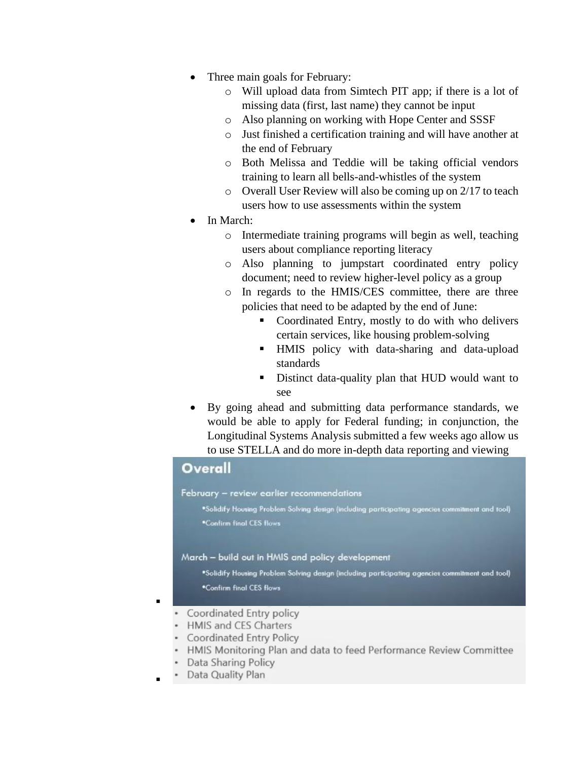- Three main goals for February:
  - Will upload data from Simtech PIT app; if there is a lot of missing data (first, last name) they cannot be input
  - Also planning on working with Hope Center and SSSF
  - Just finished a certification training and will have another at the end of February
  - Both Melissa and Teddie will be taking official vendors training to learn all bells-and-whistles of the system
  - Overall User Review will also be coming up on 2/17 to teach users how to use assessments within the system
- In March:
  - Intermediate training programs will begin as well, teaching users about compliance reporting literacy
  - Also planning to jumpstart coordinated entry policy document; need to review higher-level policy as a group
  - In regards to the HMIS/CES committee, there are three policies that need to be adapted by the end of June:
    - Coordinated Entry, mostly to do with who delivers certain services, like housing problem-solving
    - HMIS policy with data-sharing and data-upload standards
    - Distinct data-quality plan that HUD would want to see
- By going ahead and submitting data performance standards, we would be able to apply for Federal funding; in conjunction, the Longitudinal Systems Analysis submitted a few weeks ago allow us to use STELLA and do more in-depth data reporting and viewing

**Overall**

February – review earlier recommendations

- Solidify Housing Problem Solving design (including participating agencies commitment and tool)
- Confirm final CES flows

March – build out in HMIS and policy development

- Solidify Housing Problem Solving design (including participating agencies commitment and tool)
- Confirm final CES flows

- Coordinated Entry policy
- HMIS and CES Charters
- Coordinated Entry Policy
- HMIS Monitoring Plan and data to feed Performance Review Committee
- Data Sharing Policy
- Data Quality Plan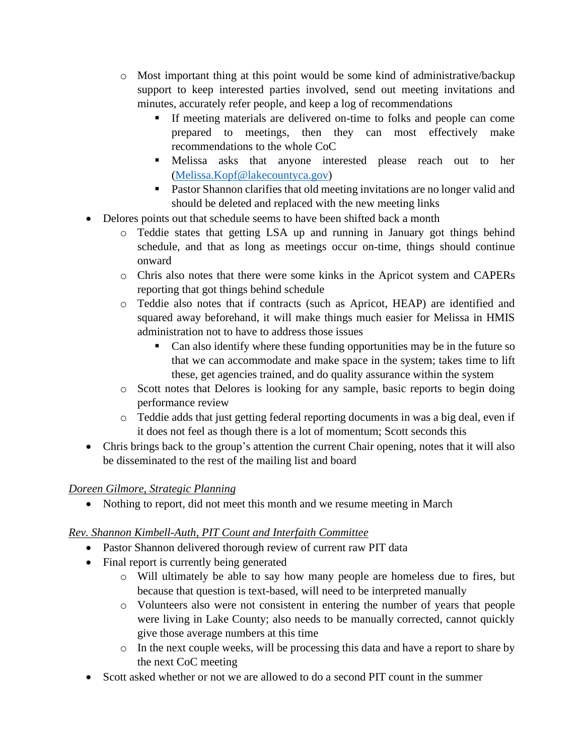- Most important thing at this point would be some kind of administrative/backup support to keep interested parties involved, send out meeting invitations and minutes, accurately refer people, and keep a log of recommendations
        - If meeting materials are delivered on-time to folks and people can come prepared to meetings, then they can most effectively make recommendations to the whole CoC
        - Melissa asks that anyone interested please reach out to her ([Melissa.Kopf@lakecountyca.gov](mailto:Melissa.Kopf@lakecountyca.gov))
        - Pastor Shannon clarifies that old meeting invitations are no longer valid and should be deleted and replaced with the new meeting links
- Delores points out that schedule seems to have been shifted back a month
    - Teddie states that getting LSA up and running in January got things behind schedule, and that as long as meetings occur on-time, things should continue onward
    - Chris also notes that there were some kinks in the Apricot system and CAPERs reporting that got things behind schedule
    - Teddie also notes that if contracts (such as Apricot, HEAP) are identified and squared away beforehand, it will make things much easier for Melissa in HMIS administration not to have to address those issues
        - Can also identify where these funding opportunities may be in the future so that we can accommodate and make space in the system; takes time to lift these, get agencies trained, and do quality assurance within the system
    - Scott notes that Delores is looking for any sample, basic reports to begin doing performance review
    - Teddie adds that just getting federal reporting documents in was a big deal, even if it does not feel as though there is a lot of momentum; Scott seconds this
- Chris brings back to the group's attention the current Chair opening, notes that it will also be disseminated to the rest of the mailing list and board

*Doreen Gilmore, Strategic Planning*

- Nothing to report, did not meet this month and we resume meeting in March

*Rev. Shannon Kimbell-Auth, PIT Count and Interfaith Committee*

- Pastor Shannon delivered thorough review of current raw PIT data
- Final report is currently being generated
    - Will ultimately be able to say how many people are homeless due to fires, but because that question is text-based, will need to be interpreted manually
    - Volunteers also were not consistent in entering the number of years that people were living in Lake County; also needs to be manually corrected, cannot quickly give those average numbers at this time
    - In the next couple weeks, will be processing this data and have a report to share by the next CoC meeting
- Scott asked whether or not we are allowed to do a second PIT count in the summer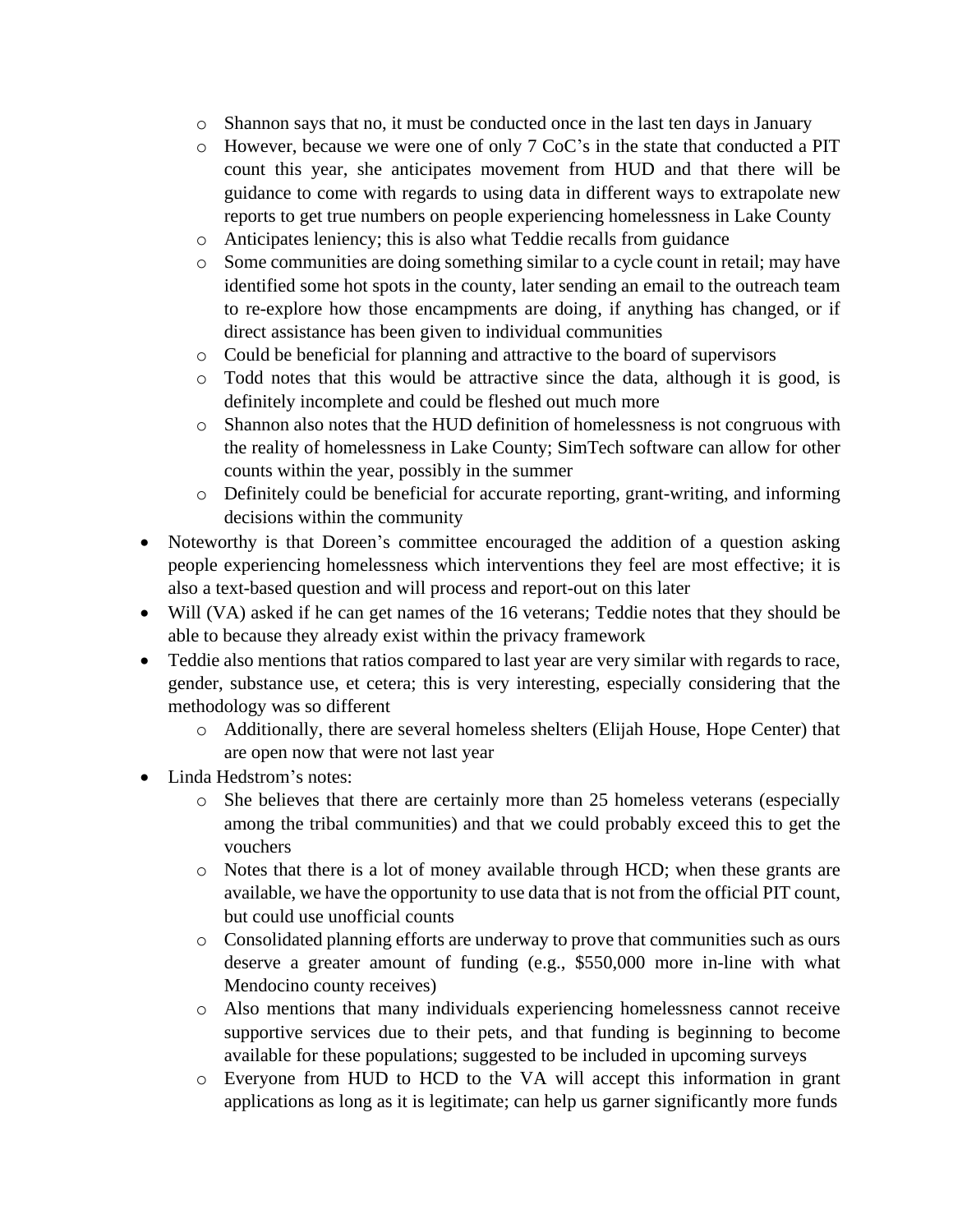- Shannon says that no, it must be conducted once in the last ten days in January
  - However, because we were one of only 7 CoC's in the state that conducted a PIT count this year, she anticipates movement from HUD and that there will be guidance to come with regards to using data in different ways to extrapolate new reports to get true numbers on people experiencing homelessness in Lake County
  - Anticipates leniency; this is also what Teddie recalls from guidance
  - Some communities are doing something similar to a cycle count in retail; may have identified some hot spots in the county, later sending an email to the outreach team to re-explore how those encampments are doing, if anything has changed, or if direct assistance has been given to individual communities
  - Could be beneficial for planning and attractive to the board of supervisors
  - Todd notes that this would be attractive since the data, although it is good, is definitely incomplete and could be fleshed out much more
  - Shannon also notes that the HUD definition of homelessness is not congruous with the reality of homelessness in Lake County; SimTech software can allow for other counts within the year, possibly in the summer
  - Definitely could be beneficial for accurate reporting, grant-writing, and informing decisions within the community
- Noteworthy is that Doreen's committee encouraged the addition of a question asking people experiencing homelessness which interventions they feel are most effective; it is also a text-based question and will process and report-out on this later
- Will (VA) asked if he can get names of the 16 veterans; Teddie notes that they should be able to because they already exist within the privacy framework
- Teddie also mentions that ratios compared to last year are very similar with regards to race, gender, substance use, et cetera; this is very interesting, especially considering that the methodology was so different
  - Additionally, there are several homeless shelters (Elijah House, Hope Center) that are open now that were not last year
- Linda Hedstrom's notes:
  - She believes that there are certainly more than 25 homeless veterans (especially among the tribal communities) and that we could probably exceed this to get the vouchers
  - Notes that there is a lot of money available through HCD; when these grants are available, we have the opportunity to use data that is not from the official PIT count, but could use unofficial counts
  - Consolidated planning efforts are underway to prove that communities such as ours deserve a greater amount of funding (e.g., $550,000 more in-line with what Mendocino county receives)
  - Also mentions that many individuals experiencing homelessness cannot receive supportive services due to their pets, and that funding is beginning to become available for these populations; suggested to be included in upcoming surveys
  - Everyone from HUD to HCD to the VA will accept this information in grant applications as long as it is legitimate; can help us garner significantly more funds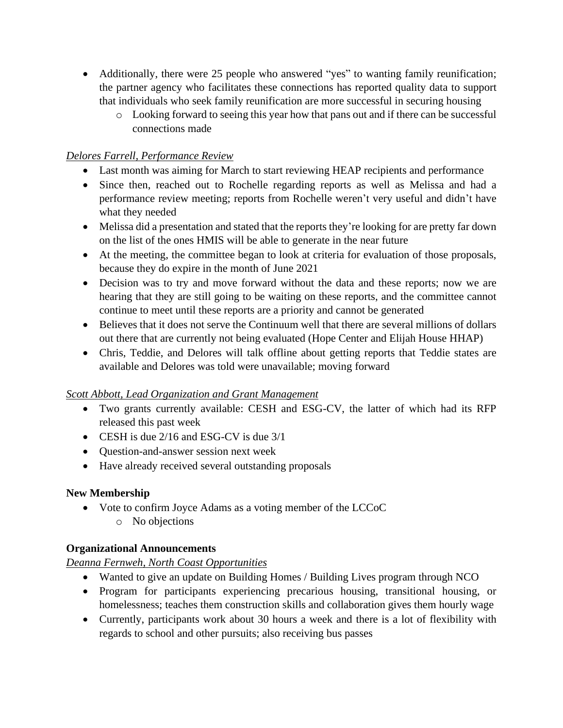- Additionally, there were 25 people who answered "yes" to wanting family reunification; the partner agency who facilitates these connections has reported quality data to support that individuals who seek family reunification are more successful in securing housing
    - Looking forward to seeing this year how that pans out and if there can be successful connections made

*Delores Farrell, Performance Review*

- Last month was aiming for March to start reviewing HEAP recipients and performance
- Since then, reached out to Rochelle regarding reports as well as Melissa and had a performance review meeting; reports from Rochelle weren't very useful and didn't have what they needed
- Melissa did a presentation and stated that the reports they're looking for are pretty far down on the list of the ones HMIS will be able to generate in the near future
- At the meeting, the committee began to look at criteria for evaluation of those proposals, because they do expire in the month of June 2021
- Decision was to try and move forward without the data and these reports; now we are hearing that they are still going to be waiting on these reports, and the committee cannot continue to meet until these reports are a priority and cannot be generated
- Believes that it does not serve the Continuum well that there are several millions of dollars out there that are currently not being evaluated (Hope Center and Elijah House HHAP)
- Chris, Teddie, and Delores will talk offline about getting reports that Teddie states are available and Delores was told were unavailable; moving forward

*Scott Abbott, Lead Organization and Grant Management*

- Two grants currently available: CESH and ESG-CV, the latter of which had its RFP released this past week
- CESH is due 2/16 and ESG-CV is due 3/1
- Question-and-answer session next week
- Have already received several outstanding proposals

**New Membership**

- Vote to confirm Joyce Adams as a voting member of the LCCoC
    - No objections

**Organizational Announcements**

*Deanna Fernweh, North Coast Opportunities*

- Wanted to give an update on Building Homes / Building Lives program through NCO
- Program for participants experiencing precarious housing, transitional housing, or homelessness; teaches them construction skills and collaboration gives them hourly wage
- Currently, participants work about 30 hours a week and there is a lot of flexibility with regards to school and other pursuits; also receiving bus passes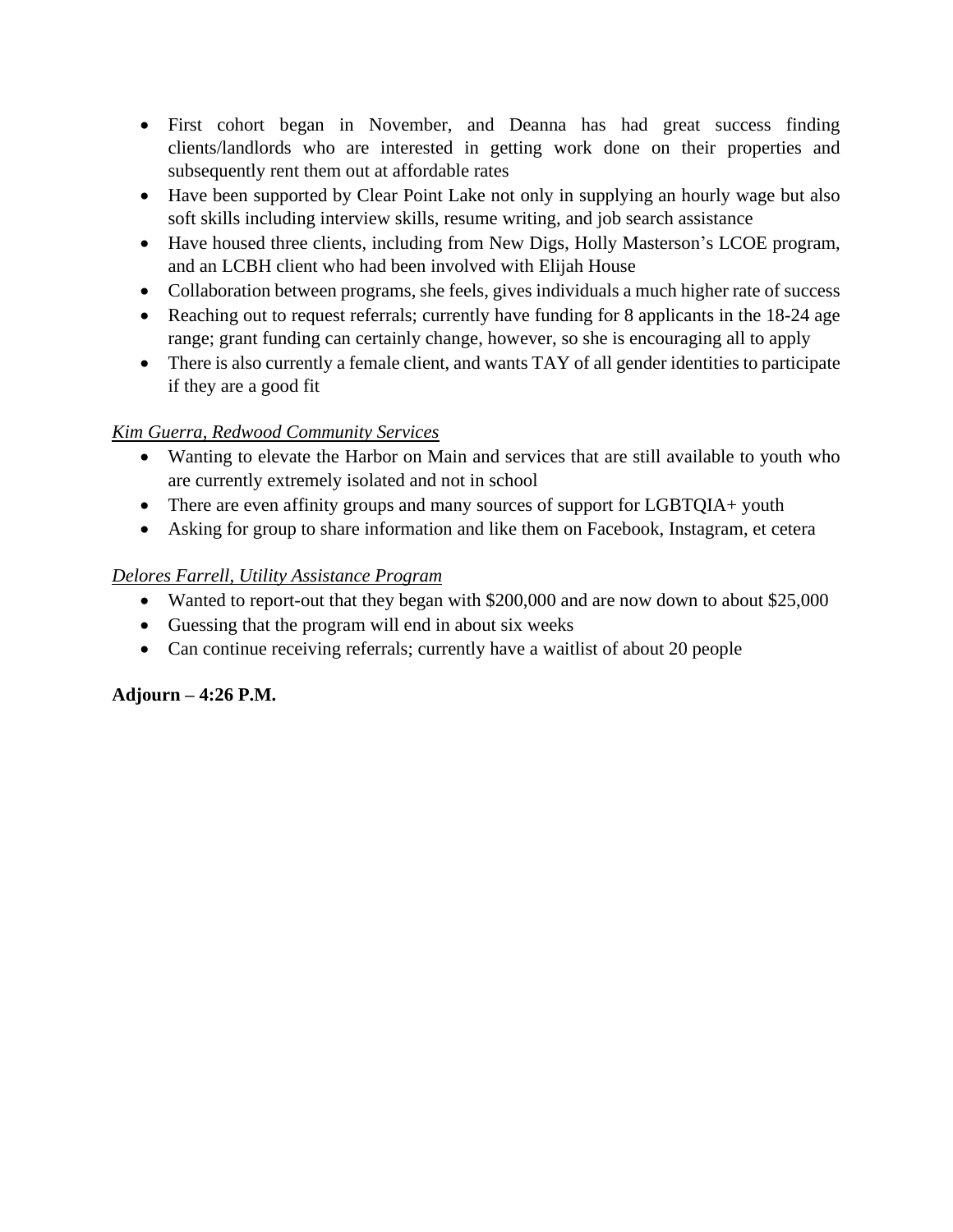- First cohort began in November, and Deanna has had great success finding clients/landlords who are interested in getting work done on their properties and subsequently rent them out at affordable rates
- Have been supported by Clear Point Lake not only in supplying an hourly wage but also soft skills including interview skills, resume writing, and job search assistance
- Have housed three clients, including from New Digs, Holly Masterson's LCOE program, and an LCBH client who had been involved with Elijah House
- Collaboration between programs, she feels, gives individuals a much higher rate of success
- Reaching out to request referrals; currently have funding for 8 applicants in the 18-24 age range; grant funding can certainly change, however, so she is encouraging all to apply
- There is also currently a female client, and wants TAY of all gender identities to participate if they are a good fit

*Kim Guerra, Redwood Community Services*

- Wanting to elevate the Harbor on Main and services that are still available to youth who are currently extremely isolated and not in school
- There are even affinity groups and many sources of support for LGBTQIA+ youth
- Asking for group to share information and like them on Facebook, Instagram, et cetera

*Delores Farrell, Utility Assistance Program*

- Wanted to report-out that they began with $200,000 and are now down to about $25,000
- Guessing that the program will end in about six weeks
- Can continue receiving referrals; currently have a waitlist of about 20 people

**Adjourn – 4:26 P.M.**